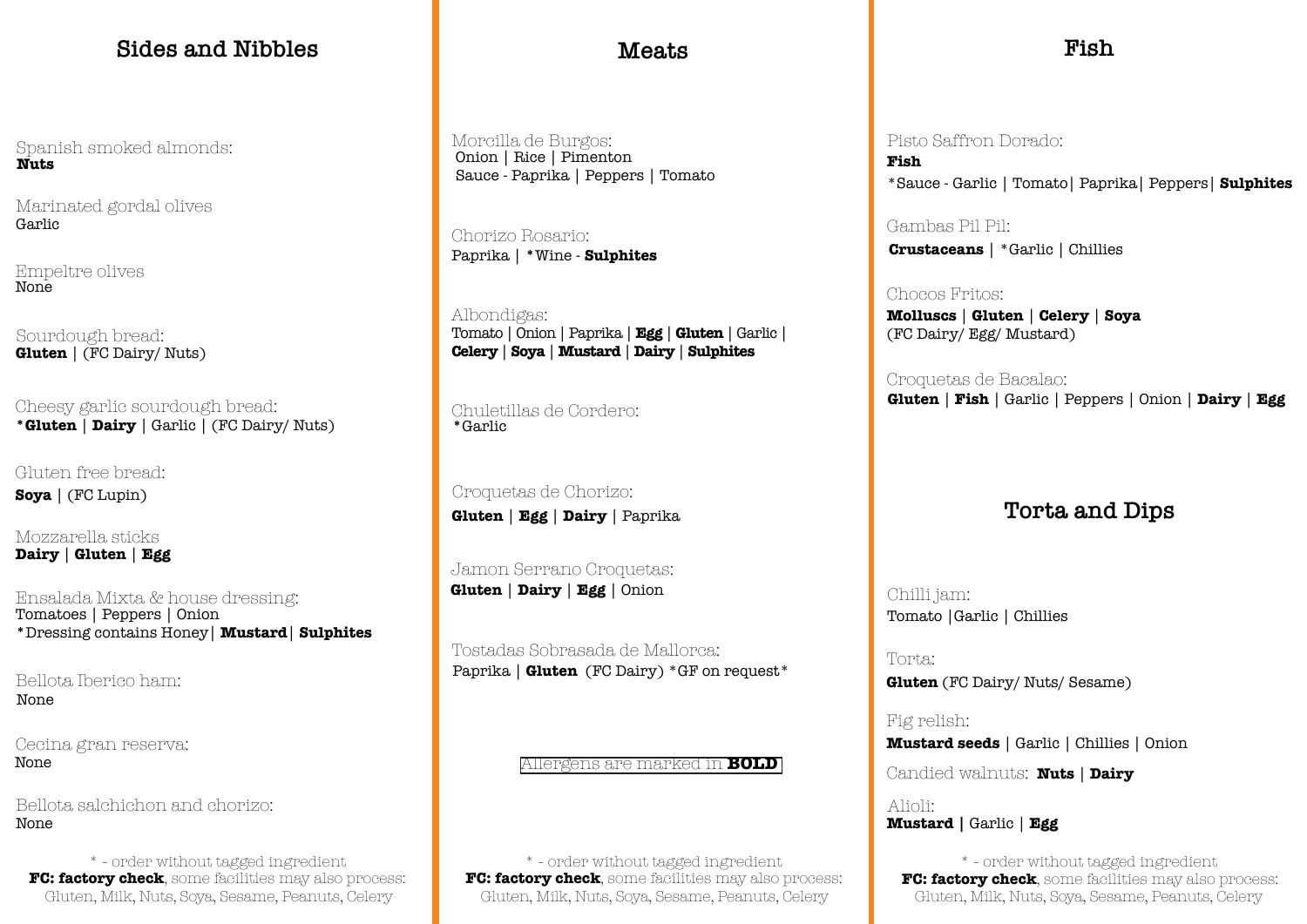## Sides and Nibbles

Spanish smoked almonds:
**Nuts**

Marinated gordal olives
Garlic

Empeltre olives
None

Sourdough bread:
**Gluten** | (FC Dairy/ Nuts)

Cheesy garlic sourdough bread:
***Gluten** | **Dairy** | Garlic | (FC Dairy/ Nuts)

Gluten free bread:
**Soya** | (FC Lupin)

Mozzarella sticks
**Dairy** | **Gluten** | **Egg**

Ensalada Mixta & house dressing:
Tomatoes | Peppers | Onion
*Dressing contains Honey| **Mustard**| **Sulphites**

Bellota Iberico ham:
None

Cecina gran reserva:
None

Bellota salchichon and chorizo:
None

* - order without tagged ingredient
**FC: factory check**, some facilities may also process: Gluten, Milk, Nuts, Soya, Sesame, Peanuts, Celery

## Meats

Morcilla de Burgos:
Onion | Rice | Pimenton
Sauce - Paprika | Peppers | Tomato

Chorizo Rosario:
Paprika | *Wine - **Sulphites**

Albondigas:
Tomato | Onion | Paprika | **Egg** | **Gluten** | Garlic | **Celery** | **Soya** | **Mustard** | **Dairy** | **Sulphites**

Chuletillas de Cordero:
*Garlic

Croquetas de Chorizo:
**Gluten** | **Egg** | **Dairy** | Paprika

Jamon Serrano Croquetas:
**Gluten** | **Dairy** | **Egg** | Onion

Tostadas Sobrasada de Mallorca:
Paprika | **Gluten** (FC Dairy) *GF on request*

Allergens are marked in **BOLD**

* - order without tagged ingredient
**FC: factory check**, some facilities may also process: Gluten, Milk, Nuts, Soya, Sesame, Peanuts, Celery

## Fish

Pisto Saffron Dorado:
**Fish**
*Sauce - Garlic | Tomato| Paprika| Peppers| **Sulphites**

Gambas Pil Pil:
**Crustaceans** | *Garlic | Chillies

Chocos Fritos:
**Molluscs** | **Gluten** | **Celery** | **Soya**
(FC Dairy/ Egg/ Mustard)

Croquetas de Bacalao:
**Gluten** | **Fish** | Garlic | Peppers | Onion | **Dairy** | **Egg**

## Torta and Dips

Chilli jam:
Tomato |Garlic | Chillies

Torta:
**Gluten** (FC Dairy/ Nuts/ Sesame)

Fig relish:
**Mustard seeds** | Garlic | Chillies | Onion

Candied walnuts: **Nuts** | **Dairy**

Alioli:
**Mustard** | Garlic | **Egg**

* - order without tagged ingredient
**FC: factory check**, some facilities may also process: Gluten, Milk, Nuts, Soya, Sesame, Peanuts, Celery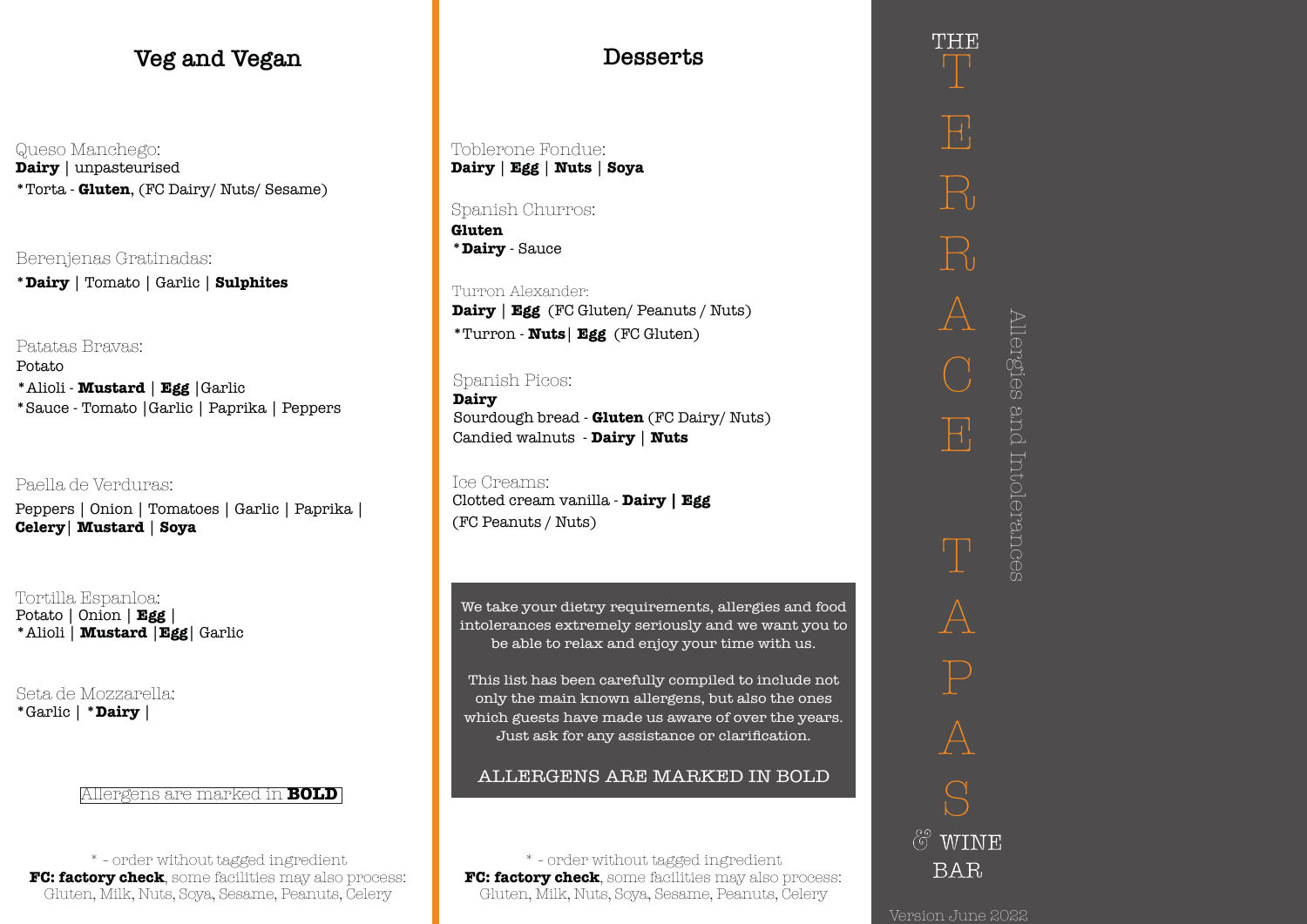## Veg and Vegan

Queso Manchego:
**Dairy** | unpasteurised
*Torta - **Gluten**, (FC Dairy/ Nuts/ Sesame)

Berenjenas Gratinadas:
***Dairy** | Tomato | Garlic | **Sulphites**

Patatas Bravas:
Potato
*Alioli - **Mustard** | **Egg** |Garlic
*Sauce - Tomato |Garlic | Paprika | Peppers

Paella de Verduras:
Peppers | Onion | Tomatoes | Garlic | Paprika | **Celery**| **Mustard** | **Soya**

Tortilla Espanloa:
Potato | Onion | **Egg** |
*Alioli | **Mustard** |**Egg**| Garlic

Seta de Mozzarella:
*Garlic | ***Dairy** |

Allergens are marked in **BOLD**

\* - order without tagged ingredient
**FC: factory check**, some facilities may also process: Gluten, Milk, Nuts, Soya, Sesame, Peanuts, Celery

## Desserts

Toblerone Fondue:
**Dairy** | **Egg** | **Nuts** | **Soya**

Spanish Churros:
**Gluten**
***Dairy** - Sauce

Turron Alexander:
**Dairy** | **Egg** (FC Gluten/ Peanuts / Nuts)
*Turron - **Nuts**| **Egg** (FC Gluten)

Spanish Picos:
**Dairy**
Sourdough bread - **Gluten** (FC Dairy/ Nuts)
Candied walnuts - **Dairy** | **Nuts**

Ice Creams:
Clotted cream vanilla - **Dairy | Egg**
(FC Peanuts / Nuts)

We take your dietry requirements, allergies and food intolerances extremely seriously and we want you to be able to relax and enjoy your time with us.

This list has been carefully compiled to include not only the main known allergens, but also the ones which guests have made us aware of over the years. Just ask for any assistance or clarification.

ALLERGENS ARE MARKED IN BOLD

\* - order without tagged ingredient
**FC: factory check**, some facilities may also process: Gluten, Milk, Nuts, Soya, Sesame, Peanuts, Celery

# THE TERRACE TAPAS & WINE BAR

Allergies and Intolerances

Version June 2022